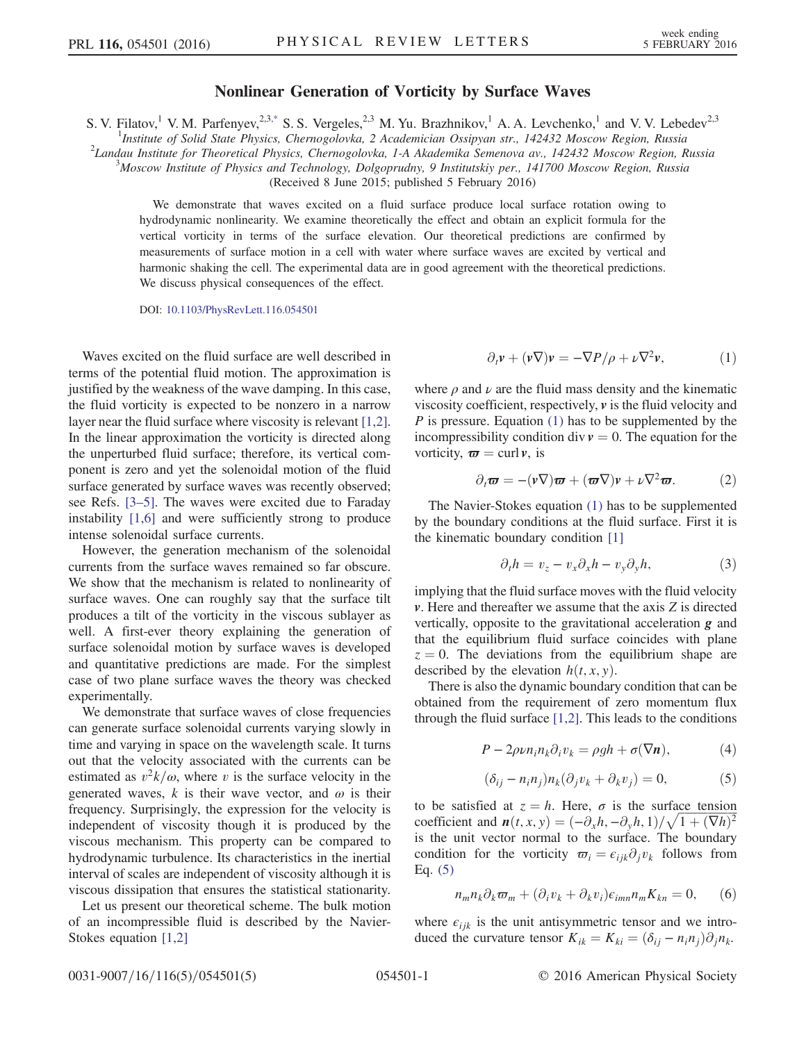# Nonlinear Generation of Vorticity by Surface Waves

S. V. Filatov,[1] V. M. Parfenyev,[2,3,*] S. S. Vergeles,[2,3] M. Yu. Brazhnikov,[1] A. A. Levchenko,[1] and V. V. Lebedev[2,3]

[1]*Institute of Solid State Physics, Chernogolovka, 2 Academician Ossipyan str., 142432 Moscow Region, Russia*
[2]*Landau Institute for Theoretical Physics, Chernogolovka, 1-A Akademika Semenova av., 142432 Moscow Region, Russia*
[3]*Moscow Institute of Physics and Technology, Dolgoprudny, 9 Institutskiy per., 141700 Moscow Region, Russia*

(Received 8 June 2015; published 5 February 2016)

We demonstrate that waves excited on a fluid surface produce local surface rotation owing to hydrodynamic nonlinearity. We examine theoretically the effect and obtain an explicit formula for the vertical vorticity in terms of the surface elevation. Our theoretical predictions are confirmed by measurements of surface motion in a cell with water where surface waves are excited by vertical and harmonic shaking the cell. The experimental data are in good agreement with the theoretical predictions. We discuss physical consequences of the effect.

DOI: 10.1103/PhysRevLett.116.054501

Waves excited on the fluid surface are well described in terms of the potential fluid motion. The approximation is justified by the weakness of the wave damping. In this case, the fluid vorticity is expected to be nonzero in a narrow layer near the fluid surface where viscosity is relevant [1,2]. In the linear approximation the vorticity is directed along the unperturbed fluid surface; therefore, its vertical component is zero and yet the solenoidal motion of the fluid surface generated by surface waves was recently observed; see Refs. [3–5]. The waves were excited due to Faraday instability [1,6] and were sufficiently strong to produce intense solenoidal surface currents.

However, the generation mechanism of the solenoidal currents from the surface waves remained so far obscure. We show that the mechanism is related to nonlinearity of surface waves. One can roughly say that the surface tilt produces a tilt of the vorticity in the viscous sublayer as well. A first-ever theory explaining the generation of surface solenoidal motion by surface waves is developed and quantitative predictions are made. For the simplest case of two plane surface waves the theory was checked experimentally.

We demonstrate that surface waves of close frequencies can generate surface solenoidal currents varying slowly in time and varying in space on the wavelength scale. It turns out that the velocity associated with the currents can be estimated as $v^2k/\omega$, where $v$ is the surface velocity in the generated waves, $k$ is their wave vector, and $\omega$ is their frequency. Surprisingly, the expression for the velocity is independent of viscosity though it is produced by the viscous mechanism. This property can be compared to hydrodynamic turbulence. Its characteristics in the inertial interval of scales are independent of viscosity although it is viscous dissipation that ensures the statistical stationarity.

Let us present our theoretical scheme. The bulk motion of an incompressible fluid is described by the Navier-Stokes equation [1,2]

$$\partial_t \boldsymbol{v} + (\boldsymbol{v}\nabla)\boldsymbol{v} = -\nabla P/\rho + \nu\nabla^2\boldsymbol{v}, \tag{1}$$

where $\rho$ and $\nu$ are the fluid mass density and the kinematic viscosity coefficient, respectively, $\boldsymbol{v}$ is the fluid velocity and $P$ is pressure. Equation (1) has to be supplemented by the incompressibility condition $\operatorname{div}\boldsymbol{v} = 0$. The equation for the vorticity, $\boldsymbol{\varpi} = \operatorname{curl}\boldsymbol{v}$, is

$$\partial_t \boldsymbol{\varpi} = -(\boldsymbol{v}\nabla)\boldsymbol{\varpi} + (\boldsymbol{\varpi}\nabla)\boldsymbol{v} + \nu\nabla^2\boldsymbol{\varpi}. \tag{2}$$

The Navier-Stokes equation (1) has to be supplemented by the boundary conditions at the fluid surface. First it is the kinematic boundary condition [1]

$$\partial_t h = v_z - v_x\partial_x h - v_y\partial_y h, \tag{3}$$

implying that the fluid surface moves with the fluid velocity $\boldsymbol{v}$. Here and thereafter we assume that the axis $Z$ is directed vertically, opposite to the gravitational acceleration $\boldsymbol{g}$ and that the equilibrium fluid surface coincides with plane $z = 0$. The deviations from the equilibrium shape are described by the elevation $h(t, x, y)$.

There is also the dynamic boundary condition that can be obtained from the requirement of zero momentum flux through the fluid surface [1,2]. This leads to the conditions

$$P - 2\rho\nu n_i n_k \partial_i v_k = \rho g h + \sigma(\nabla\boldsymbol{n}), \tag{4}$$

$$(\delta_{ij} - n_i n_j) n_k (\partial_j v_k + \partial_k v_j) = 0, \tag{5}$$

to be satisfied at $z = h$. Here, $\sigma$ is the surface tension coefficient and $\boldsymbol{n}(t,x,y) = (-\partial_x h, -\partial_y h, 1)/\sqrt{1+(\nabla h)^2}$ is the unit vector normal to the surface. The boundary condition for the vorticity $\varpi_i = \epsilon_{ijk}\partial_j v_k$ follows from Eq. (5)

$$n_m n_k \partial_k \varpi_m + (\partial_i v_k + \partial_k v_i)\epsilon_{imn} n_m K_{kn} = 0, \tag{6}$$

where $\epsilon_{ijk}$ is the unit antisymmetric tensor and we introduced the curvature tensor $K_{ik} = K_{ki} = (\delta_{ij} - n_i n_j)\partial_j n_k$.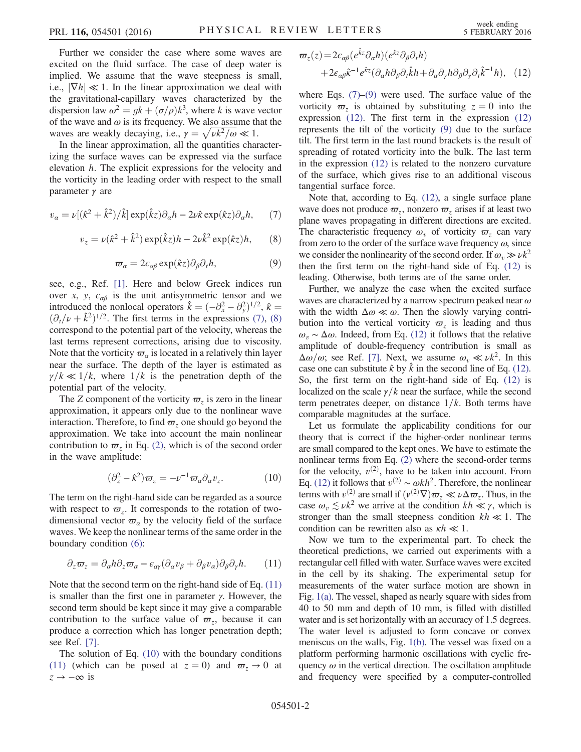Further we consider the case where some waves are excited on the fluid surface. The case of deep water is implied. We assume that the wave steepness is small, i.e., $|\nabla h| \ll 1$. In the linear approximation we deal with the gravitational-capillary waves characterized by the dispersion law $\omega^2 = gk + (\sigma/\rho)k^3$, where $k$ is wave vector of the wave and $\omega$ is its frequency. We also assume that the waves are weakly decaying, i.e., $\gamma = \sqrt{\nu k^2/\omega} \ll 1$.

In the linear approximation, all the quantities characterizing the surface waves can be expressed via the surface elevation $h$. The explicit expressions for the velocity and the vorticity in the leading order with respect to the small parameter $\gamma$ are

$$v_\alpha = \nu[(\hat{\kappa}^2 + \hat{k}^2)/\hat{k}]\exp(\hat{k}z)\partial_\alpha h - 2\nu\hat{\kappa}\exp(\hat{\kappa}z)\partial_\alpha h, \quad (7)$$

$$v_z = \nu(\hat{\kappa}^2 + \hat{k}^2)\exp(\hat{k}z)h - 2\nu\hat{k}^2\exp(\hat{\kappa}z)h, \quad (8)$$

$$\varpi_\alpha = 2\epsilon_{\alpha\beta}\exp(\hat{\kappa}z)\partial_\beta\partial_t h, \quad (9)$$

see, e.g., Ref. [1]. Here and below Greek indices run over $x$, $y$, $\epsilon_{\alpha\beta}$ is the unit antisymmetric tensor and we introduced the nonlocal operators $\hat{k} = (-\partial_x^2 - \partial_y^2)^{1/2}$, $\hat{\kappa} = (\partial_t/\nu + \hat{k}^2)^{1/2}$. The first terms in the expressions (7), (8) correspond to the potential part of the velocity, whereas the last terms represent corrections, arising due to viscosity. Note that the vorticity $\varpi_\alpha$ is located in a relatively thin layer near the surface. The depth of the layer is estimated as $\gamma/k \ll 1/k$, where $1/k$ is the penetration depth of the potential part of the velocity.

The $Z$ component of the vorticity $\varpi_z$ is zero in the linear approximation, it appears only due to the nonlinear wave interaction. Therefore, to find $\varpi_z$ one should go beyond the approximation. We take into account the main nonlinear contribution to $\varpi_z$ in Eq. (2), which is of the second order in the wave amplitude:

$$(\partial_z^2 - \hat{k}^2)\varpi_z = -\nu^{-1}\varpi_\alpha\partial_\alpha v_z. \quad (10)$$

The term on the right-hand side can be regarded as a source with respect to $\varpi_z$. It corresponds to the rotation of two-dimensional vector $\varpi_\alpha$ by the velocity field of the surface waves. We keep the nonlinear terms of the same order in the boundary condition (6):

$$\partial_z\varpi_z = \partial_\alpha h\partial_z\varpi_\alpha - \epsilon_{\alpha\gamma}(\partial_\alpha v_\beta + \partial_\beta v_\alpha)\partial_\beta\partial_\gamma h. \quad (11)$$

Note that the second term on the right-hand side of Eq. (11) is smaller than the first one in parameter $\gamma$. However, the second term should be kept since it may give a comparable contribution to the surface value of $\varpi_z$, because it can produce a correction which has longer penetration depth; see Ref. [7].

The solution of Eq. (10) with the boundary conditions (11) (which can be posed at $z = 0$) and $\varpi_z \to 0$ at $z \to -\infty$ is

$$\varpi_z(z) = 2\epsilon_{\alpha\beta}(e^{\hat{k}z}\partial_\alpha h)(e^{\hat{\kappa}z}\partial_\beta\partial_t h) + 2\epsilon_{\alpha\beta}\hat{\kappa}^{-1}e^{\hat{\kappa}z}(\partial_\alpha h\partial_\beta\partial_t\hat{k}h + \partial_\alpha\partial_\gamma h\partial_\beta\partial_\gamma\partial_t\hat{k}^{-1}h), \quad (12)$$

where Eqs. (7)–(9) were used. The surface value of the vorticity $\varpi_z$ is obtained by substituting $z = 0$ into the expression (12). The first term in the expression (12) represents the tilt of the vorticity (9) due to the surface tilt. The first term in the last round brackets is the result of spreading of rotated vorticity into the bulk. The last term in the expression (12) is related to the nonzero curvature of the surface, which gives rise to an additional viscous tangential surface force.

Note that, according to Eq. (12), a single surface plane wave does not produce $\varpi_z$, nonzero $\varpi_z$ arises if at least two plane waves propagating in different directions are excited. The characteristic frequency $\omega_v$ of vorticity $\varpi_z$ can vary from zero to the order of the surface wave frequency $\omega$, since we consider the nonlinearity of the second order. If $\omega_v \gg \nu k^2$ then the first term on the right-hand side of Eq. (12) is leading. Otherwise, both terms are of the same order.

Further, we analyze the case when the excited surface waves are characterized by a narrow spectrum peaked near $\omega$ with the width $\Delta\omega \ll \omega$. Then the slowly varying contribution into the vertical vorticity $\varpi_z$ is leading and thus $\omega_v \sim \Delta\omega$. Indeed, from Eq. (12) it follows that the relative amplitude of double-frequency contribution is small as $\Delta\omega/\omega$; see Ref. [7]. Next, we assume $\omega_v \ll \nu k^2$. In this case one can substitute $\hat{\kappa}$ by $\hat{k}$ in the second line of Eq. (12). So, the first term on the right-hand side of Eq. (12) is localized on the scale $\gamma/k$ near the surface, while the second term penetrates deeper, on distance $1/k$. Both terms have comparable magnitudes at the surface.

Let us formulate the applicability conditions for our theory that is correct if the higher-order nonlinear terms are small compared to the kept ones. We have to estimate the nonlinear terms from Eq. (2) where the second-order terms for the velocity, $v^{(2)}$, have to be taken into account. From Eq. (12) it follows that $v^{(2)} \sim \omega k h^2$. Therefore, the nonlinear terms with $v^{(2)}$ are small if $(v^{(2)}\nabla)\varpi_z \ll \nu\Delta\varpi_z$. Thus, in the case $\omega_v \lesssim \nu k^2$ we arrive at the condition $kh \ll \gamma$, which is stronger than the small steepness condition $kh \ll 1$. The condition can be rewritten also as $\kappa h \ll 1$.

Now we turn to the experimental part. To check the theoretical predictions, we carried out experiments with a rectangular cell filled with water. Surface waves were excited in the cell by its shaking. The experimental setup for measurements of the water surface motion are shown in Fig. 1(a). The vessel, shaped as nearly square with sides from 40 to 50 mm and depth of 10 mm, is filled with distilled water and is set horizontally with an accuracy of 1.5 degrees. The water level is adjusted to form concave or convex meniscus on the walls, Fig. 1(b). The vessel was fixed on a platform performing harmonic oscillations with cyclic frequency $\omega$ in the vertical direction. The oscillation amplitude and frequency were specified by a computer-controlled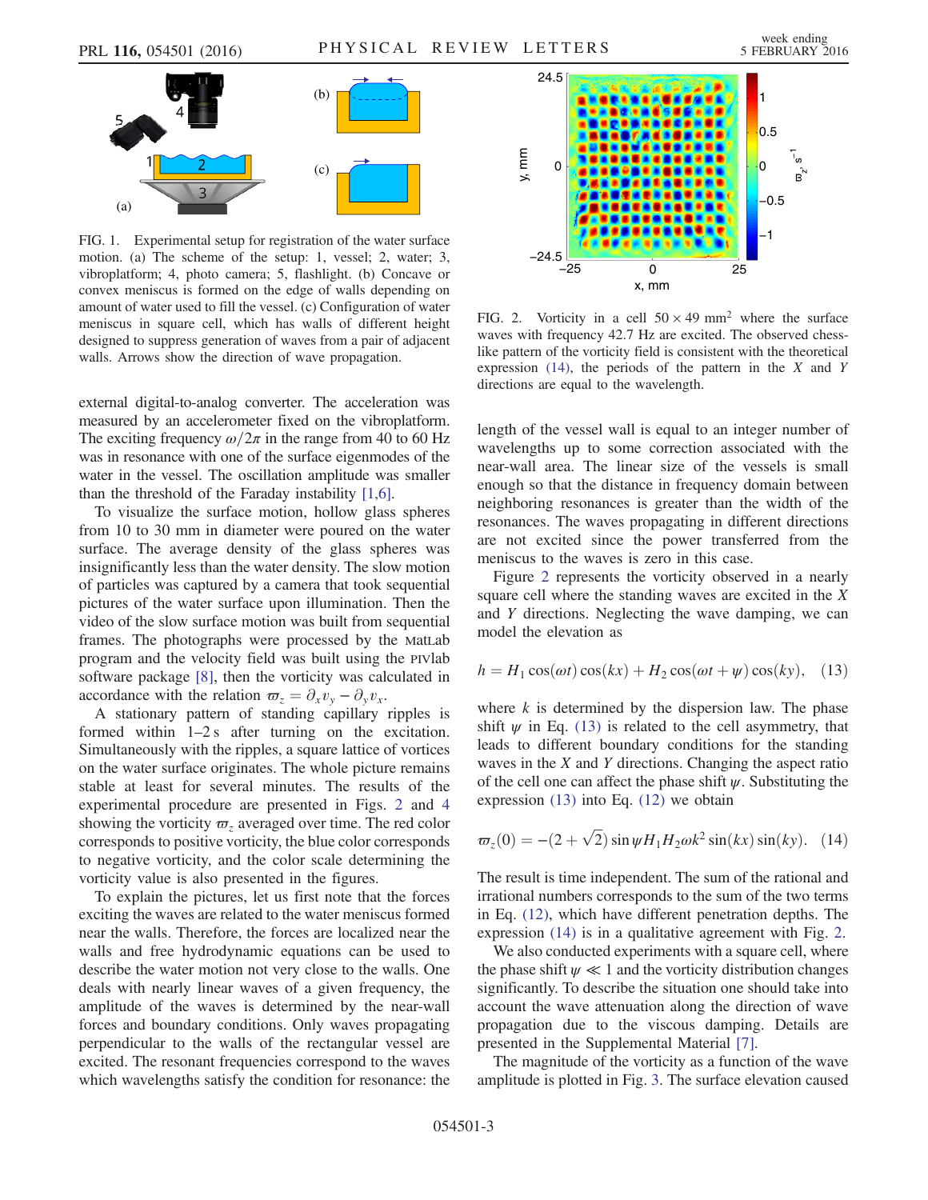FIG. 1. Experimental setup for registration of the water surface motion. (a) The scheme of the setup: 1, vessel; 2, water; 3, vibroplatform; 4, photo camera; 5, flashlight. (b) Concave or convex meniscus is formed on the edge of walls depending on amount of water used to fill the vessel. (c) Configuration of water meniscus in square cell, which has walls of different height designed to suppress generation of waves from a pair of adjacent walls. Arrows show the direction of wave propagation.

external digital-to-analog converter. The acceleration was measured by an accelerometer fixed on the vibroplatform. The exciting frequency $\omega/2\pi$ in the range from 40 to 60 Hz was in resonance with one of the surface eigenmodes of the water in the vessel. The oscillation amplitude was smaller than the threshold of the Faraday instability [1,6].

To visualize the surface motion, hollow glass spheres from 10 to 30 mm in diameter were poured on the water surface. The average density of the glass spheres was insignificantly less than the water density. The slow motion of particles was captured by a camera that took sequential pictures of the water surface upon illumination. Then the video of the slow surface motion was built from sequential frames. The photographs were processed by the MatLab program and the velocity field was built using the PIVlab software package [8], then the vorticity was calculated in accordance with the relation $\varpi_z = \partial_x v_y - \partial_y v_x$.

A stationary pattern of standing capillary ripples is formed within 1–2 s after turning on the excitation. Simultaneously with the ripples, a square lattice of vortices on the water surface originates. The whole picture remains stable at least for several minutes. The results of the experimental procedure are presented in Figs. 2 and 4 showing the vorticity $\varpi_z$ averaged over time. The red color corresponds to positive vorticity, the blue color corresponds to negative vorticity, and the color scale determining the vorticity value is also presented in the figures.

To explain the pictures, let us first note that the forces exciting the waves are related to the water meniscus formed near the walls. Therefore, the forces are localized near the walls and free hydrodynamic equations can be used to describe the water motion not very close to the walls. One deals with nearly linear waves of a given frequency, the amplitude of the waves is determined by the near-wall forces and boundary conditions. Only waves propagating perpendicular to the walls of the rectangular vessel are excited. The resonant frequencies correspond to the waves which wavelengths satisfy the condition for resonance: the length of the vessel wall is equal to an integer number of wavelengths up to some correction associated with the near-wall area. The linear size of the vessels is small enough so that the distance in frequency domain between neighboring resonances is greater than the width of the resonances. The waves propagating in different directions are not excited since the power transferred from the meniscus to the waves is zero in this case.

FIG. 2. Vorticity in a cell $50 \times 49$ mm$^2$ where the surface waves with frequency 42.7 Hz are excited. The observed chess-like pattern of the vorticity field is consistent with the theoretical expression (14), the periods of the pattern in the $X$ and $Y$ directions are equal to the wavelength.

Figure 2 represents the vorticity observed in a nearly square cell where the standing waves are excited in the $X$ and $Y$ directions. Neglecting the wave damping, we can model the elevation as

$$h = H_1 \cos(\omega t)\cos(kx) + H_2 \cos(\omega t + \psi)\cos(ky), \quad (13)$$

where $k$ is determined by the dispersion law. The phase shift $\psi$ in Eq. (13) is related to the cell asymmetry, that leads to different boundary conditions for the standing waves in the $X$ and $Y$ directions. Changing the aspect ratio of the cell one can affect the phase shift $\psi$. Substituting the expression (13) into Eq. (12) we obtain

$$\varpi_z(0) = -(2 + \sqrt{2}) \sin\psi H_1 H_2 \omega k^2 \sin(kx)\sin(ky). \quad (14)$$

The result is time independent. The sum of the rational and irrational numbers corresponds to the sum of the two terms in Eq. (12), which have different penetration depths. The expression (14) is in a qualitative agreement with Fig. 2.

We also conducted experiments with a square cell, where the phase shift $\psi \ll 1$ and the vorticity distribution changes significantly. To describe the situation one should take into account the wave attenuation along the direction of wave propagation due to the viscous damping. Details are presented in the Supplemental Material [7].

The magnitude of the vorticity as a function of the wave amplitude is plotted in Fig. 3. The surface elevation caused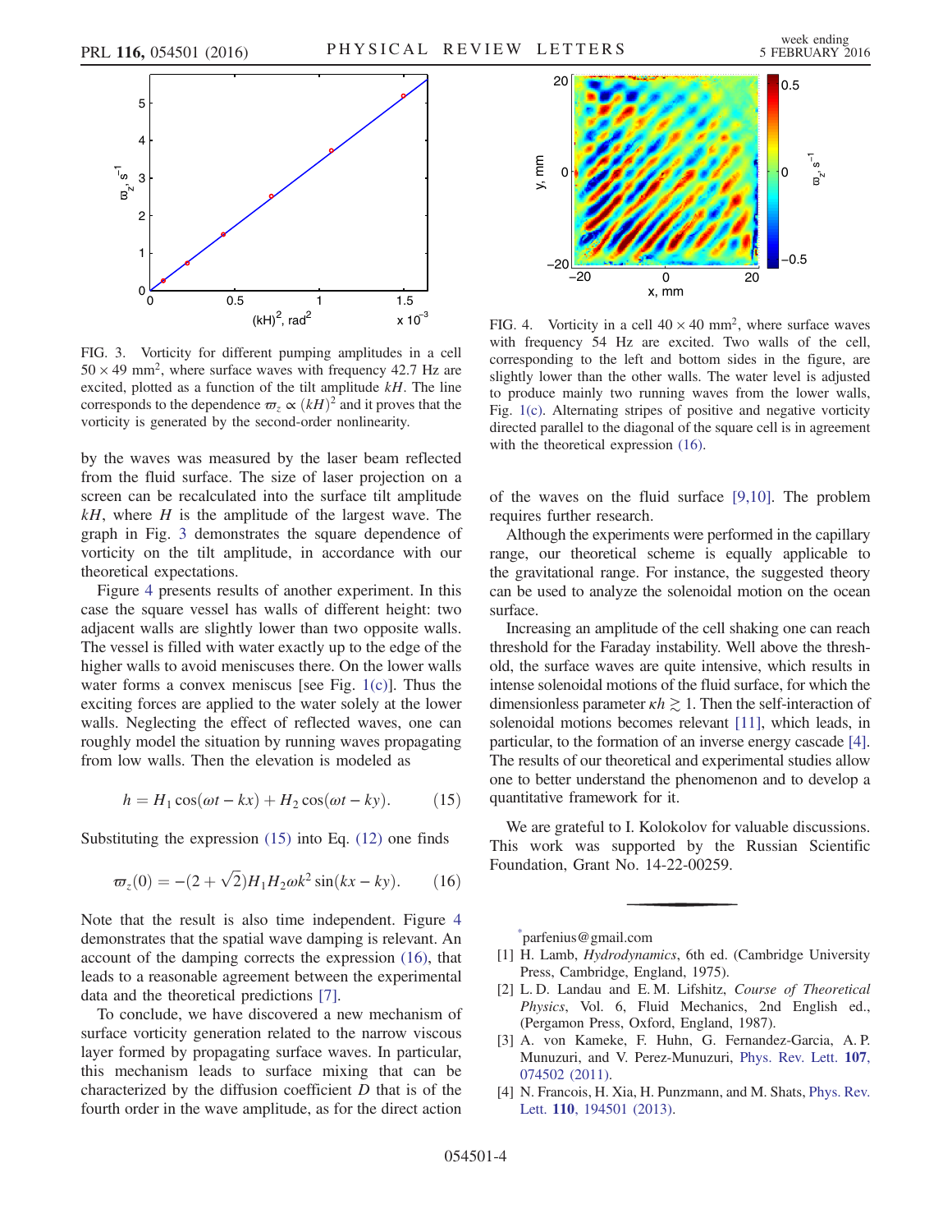FIG. 3. Vorticity for different pumping amplitudes in a cell $50 \times 49$ mm$^2$, where surface waves with frequency 42.7 Hz are excited, plotted as a function of the tilt amplitude $kH$. The line corresponds to the dependence $\varpi_z \propto (kH)^2$ and it proves that the vorticity is generated by the second-order nonlinearity.

by the waves was measured by the laser beam reflected from the fluid surface. The size of laser projection on a screen can be recalculated into the surface tilt amplitude $kH$, where $H$ is the amplitude of the largest wave. The graph in Fig. 3 demonstrates the square dependence of vorticity on the tilt amplitude, in accordance with our theoretical expectations.

Figure 4 presents results of another experiment. In this case the square vessel has walls of different height: two adjacent walls are slightly lower than two opposite walls. The vessel is filled with water exactly up to the edge of the higher walls to avoid meniscuses there. On the lower walls water forms a convex meniscus [see Fig. 1(c)]. Thus the exciting forces are applied to the water solely at the lower walls. Neglecting the effect of reflected waves, one can roughly model the situation by running waves propagating from low walls. Then the elevation is modeled as

$$h = H_1 \cos(\omega t - kx) + H_2 \cos(\omega t - ky). \qquad (15)$$

Substituting the expression (15) into Eq. (12) one finds

$$\varpi_z(0) = -(2 + \sqrt{2}) H_1 H_2 \omega k^2 \sin(kx - ky). \qquad (16)$$

Note that the result is also time independent. Figure 4 demonstrates that the spatial wave damping is relevant. An account of the damping corrects the expression (16), that leads to a reasonable agreement between the experimental data and the theoretical predictions [7].

To conclude, we have discovered a new mechanism of surface vorticity generation related to the narrow viscous layer formed by propagating surface waves. In particular, this mechanism leads to surface mixing that can be characterized by the diffusion coefficient $D$ that is of the fourth order in the wave amplitude, as for the direct action of the waves on the fluid surface [9,10]. The problem requires further research.

FIG. 4. Vorticity in a cell $40 \times 40$ mm$^2$, where surface waves with frequency 54 Hz are excited. Two walls of the cell, corresponding to the left and bottom sides in the figure, are slightly lower than the other walls. The water level is adjusted to produce mainly two running waves from the lower walls, Fig. 1(c). Alternating stripes of positive and negative vorticity directed parallel to the diagonal of the square cell is in agreement with the theoretical expression (16).

Although the experiments were performed in the capillary range, our theoretical scheme is equally applicable to the gravitational range. For instance, the suggested theory can be used to analyze the solenoidal motion on the ocean surface.

Increasing an amplitude of the cell shaking one can reach threshold for the Faraday instability. Well above the threshold, the surface waves are quite intensive, which results in intense solenoidal motions of the fluid surface, for which the dimensionless parameter $\kappa h \gtrsim 1$. Then the self-interaction of solenoidal motions becomes relevant [11], which leads, in particular, to the formation of an inverse energy cascade [4]. The results of our theoretical and experimental studies allow one to better understand the phenomenon and to develop a quantitative framework for it.

We are grateful to I. Kolokolov for valuable discussions. This work was supported by the Russian Scientific Foundation, Grant No. 14-22-00259.

---

[*] parfenius@gmail.com

[1] H. Lamb, *Hydrodynamics*, 6th ed. (Cambridge University Press, Cambridge, England, 1975).

[2] L. D. Landau and E. M. Lifshitz, *Course of Theoretical Physics*, Vol. 6, Fluid Mechanics, 2nd English ed., (Pergamon Press, Oxford, England, 1987).

[3] A. von Kameke, F. Huhn, G. Fernandez-Garcia, A. P. Munuzuri, and V. Perez-Munuzuri, Phys. Rev. Lett. **107**, 074502 (2011).

[4] N. Francois, H. Xia, H. Punzmann, and M. Shats, Phys. Rev. Lett. **110**, 194501 (2013).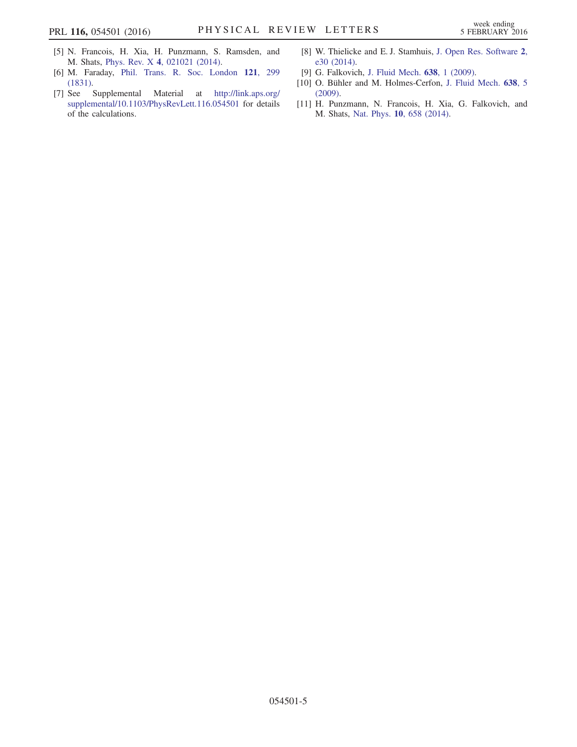[5] N. Francois, H. Xia, H. Punzmann, S. Ramsden, and M. Shats, Phys. Rev. X **4**, 021021 (2014).

[6] M. Faraday, Phil. Trans. R. Soc. London **121**, 299 (1831).

[7] See Supplemental Material at http://link.aps.org/supplemental/10.1103/PhysRevLett.116.054501 for details of the calculations.

[8] W. Thielicke and E. J. Stamhuis, J. Open Res. Software **2**, e30 (2014).

[9] G. Falkovich, J. Fluid Mech. **638**, 1 (2009).

[10] O. Bühler and M. Holmes-Cerfon, J. Fluid Mech. **638**, 5 (2009).

[11] H. Punzmann, N. Francois, H. Xia, G. Falkovich, and M. Shats, Nat. Phys. **10**, 658 (2014).